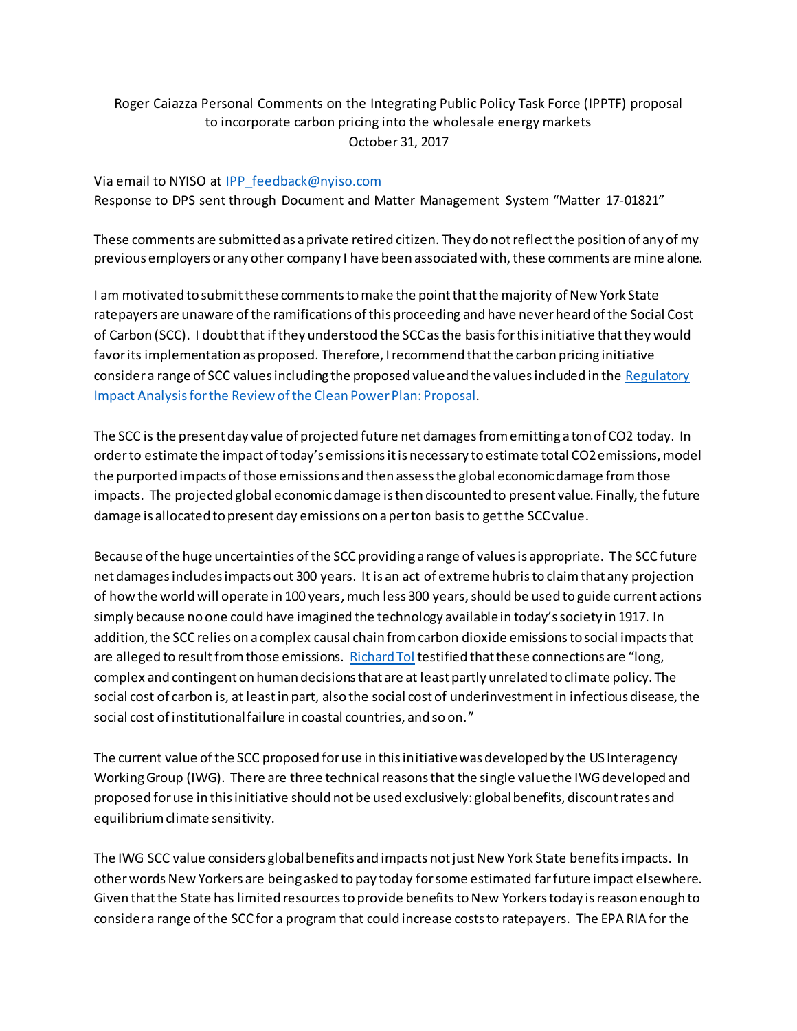Roger Caiazza Personal Comments on the Integrating Public Policy Task Force (IPPTF) proposal to incorporate carbon pricing into the wholesale energy markets
October 31, 2017

Via email to NYISO at IPP_feedback@nyiso.com
Response to DPS sent through Document and Matter Management System "Matter 17-01821"

These comments are submitted as a private retired citizen. They do not reflect the position of any of my previous employers or any other company I have been associated with, these comments are mine alone.

I am motivated to submit these comments to make the point that the majority of New York State ratepayers are unaware of the ramifications of this proceeding and have never heard of the Social Cost of Carbon (SCC). I doubt that if they understood the SCC as the basis for this initiative that they would favor its implementation as proposed. Therefore, I recommend that the carbon pricing initiative consider a range of SCC values including the proposed value and the values included in the Regulatory Impact Analysis for the Review of the Clean Power Plan: Proposal.

The SCC is the present day value of projected future net damages from emitting a ton of $CO_2$ today. In order to estimate the impact of today's emissions it is necessary to estimate total $CO_2$ emissions, model the purported impacts of those emissions and then assess the global economic damage from those impacts. The projected global economic damage is then discounted to present value. Finally, the future damage is allocated to present day emissions on a per ton basis to get the SCC value.

Because of the huge uncertainties of the SCC providing a range of values is appropriate. The SCC future net damages includes impacts out 300 years. It is an act of extreme hubris to claim that any projection of how the world will operate in 100 years, much less 300 years, should be used to guide current actions simply because no one could have imagined the technology available in today's society in 1917. In addition, the SCC relies on a complex causal chain from carbon dioxide emissions to social impacts that are alleged to result from those emissions. Richard Tol testified that these connections are "long, complex and contingent on human decisions that are at least partly unrelated to climate policy. The social cost of carbon is, at least in part, also the social cost of underinvestment in infectious disease, the social cost of institutional failure in coastal countries, and so on."

The current value of the SCC proposed for use in this initiative was developed by the US Interagency Working Group (IWG). There are three technical reasons that the single value the IWG developed and proposed for use in this initiative should not be used exclusively: global benefits, discount rates and equilibrium climate sensitivity.

The IWG SCC value considers global benefits and impacts not just New York State benefits impacts. In other words New Yorkers are being asked to pay today for some estimated far future impact elsewhere. Given that the State has limited resources to provide benefits to New Yorkers today is reason enough to consider a range of the SCC for a program that could increase costs to ratepayers. The EPA RIA for the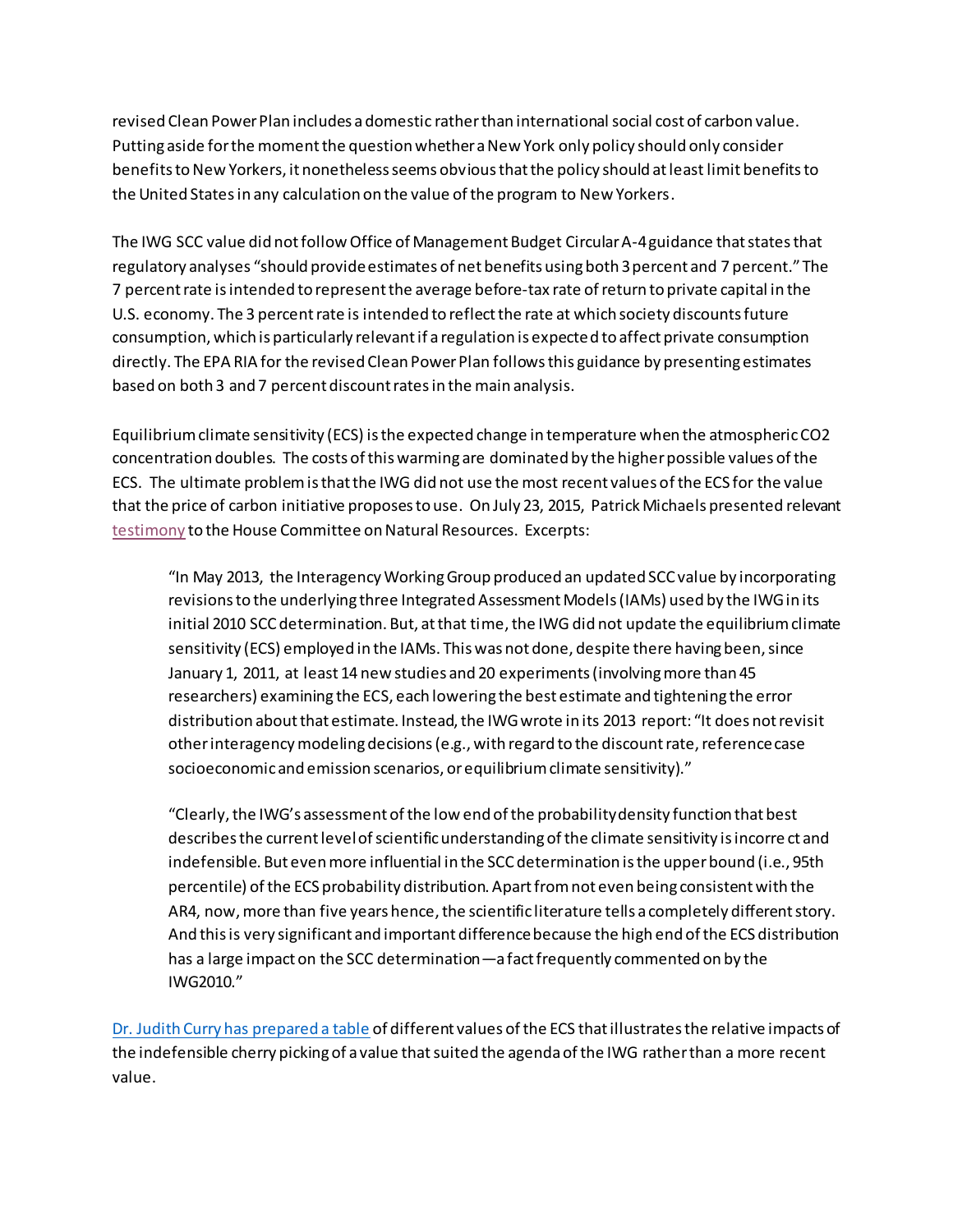revised Clean Power Plan includes a domestic rather than international social cost of carbon value. Putting aside for the moment the question whether a New York only policy should only consider benefits to New Yorkers, it nonetheless seems obvious that the policy should at least limit benefits to the United States in any calculation on the value of the program to New Yorkers.

The IWG SCC value did not follow Office of Management Budget Circular A-4 guidance that states that regulatory analyses "should provide estimates of net benefits using both 3 percent and 7 percent." The 7 percent rate is intended to represent the average before-tax rate of return to private capital in the U.S. economy. The 3 percent rate is intended to reflect the rate at which society discounts future consumption, which is particularly relevant if a regulation is expected to affect private consumption directly. The EPA RIA for the revised Clean Power Plan follows this guidance by presenting estimates based on both 3 and 7 percent discount rates in the main analysis.

Equilibrium climate sensitivity (ECS) is the expected change in temperature when the atmospheric $CO_2$ concentration doubles. The costs of this warming are dominated by the higher possible values of the ECS. The ultimate problem is that the IWG did not use the most recent values of the ECS for the value that the price of carbon initiative proposes to use. On July 23, 2015, Patrick Michaels presented relevant testimony to the House Committee on Natural Resources. Excerpts:

> "In May 2013, the Interagency Working Group produced an updated SCC value by incorporating revisions to the underlying three Integrated Assessment Models (IAMs) used by the IWG in its initial 2010 SCC determination. But, at that time, the IWG did not update the equilibrium climate sensitivity (ECS) employed in the IAMs. This was not done, despite there having been, since January 1, 2011, at least 14 new studies and 20 experiments (involving more than 45 researchers) examining the ECS, each lowering the best estimate and tightening the error distribution about that estimate. Instead, the IWG wrote in its 2013 report: "It does not revisit other interagency modeling decisions (e.g., with regard to the discount rate, reference case socioeconomic and emission scenarios, or equilibrium climate sensitivity)."
>
> "Clearly, the IWG's assessment of the low end of the probability density function that best describes the current level of scientific understanding of the climate sensitivity is incorrect and indefensible. But even more influential in the SCC determination is the upper bound (i.e., 95th percentile) of the ECS probability distribution. Apart from not even being consistent with the AR4, now, more than five years hence, the scientific literature tells a completely different story. And this is very significant and important difference because the high end of the ECS distribution has a large impact on the SCC determination—a fact frequently commented on by the IWG2010."

Dr. Judith Curry has prepared a table of different values of the ECS that illustrates the relative impacts of the indefensible cherry picking of a value that suited the agenda of the IWG rather than a more recent value.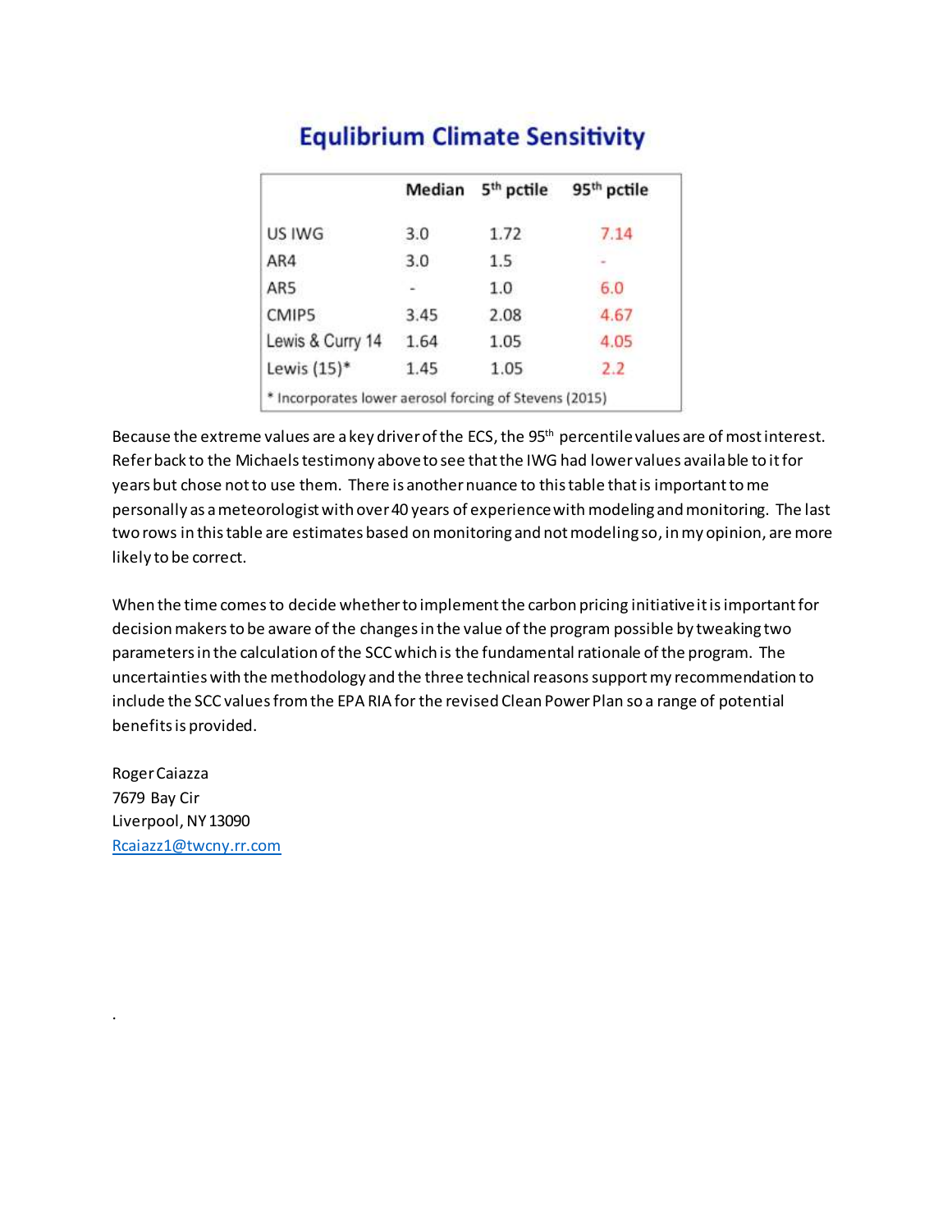## Equlibrium Climate Sensitivity

| | Median | 5th pctile | 95th pctile |
|---|---|---|---|
| US IWG | 3.0 | 1.72 | 7.14 |
| AR4 | 3.0 | 1.5 | - |
| AR5 | - | 1.0 | 6.0 |
| CMIP5 | 3.45 | 2.08 | 4.67 |
| Lewis & Curry 14 | 1.64 | 1.05 | 4.05 |
| Lewis (15)* | 1.45 | 1.05 | 2.2 |

\* Incorporates lower aerosol forcing of Stevens (2015)

Because the extreme values are a key driver of the ECS, the 95th percentile values are of most interest. Refer back to the Michaels testimony above to see that the IWG had lower values available to it for years but chose not to use them. There is another nuance to this table that is important to me personally as a meteorologist with over 40 years of experience with modeling and monitoring. The last two rows in this table are estimates based on monitoring and not modeling so, in my opinion, are more likely to be correct.

When the time comes to decide whether to implement the carbon pricing initiative it is important for decision makers to be aware of the changes in the value of the program possible by tweaking two parameters in the calculation of the SCC which is the fundamental rationale of the program. The uncertainties with the methodology and the three technical reasons support my recommendation to include the SCC values from the EPA RIA for the revised Clean Power Plan so a range of potential benefits is provided.

Roger Caiazza
7679 Bay Cir
Liverpool, NY 13090
Rcaiazz1@twcny.rr.com